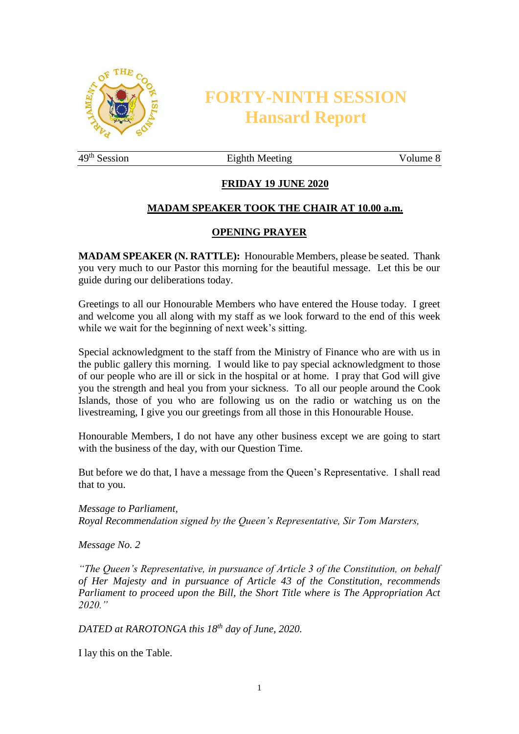# FORTY-NINTH SESSION
## Hansard Report

49th Session | Eighth Meeting | Volume 8

**FRIDAY 19 JUNE 2020**

**MADAM SPEAKER TOOK THE CHAIR AT 10.00 a.m.**

**OPENING PRAYER**

**MADAM SPEAKER (N. RATTLE):** Honourable Members, please be seated. Thank you very much to our Pastor this morning for the beautiful message. Let this be our guide during our deliberations today.

Greetings to all our Honourable Members who have entered the House today. I greet and welcome you all along with my staff as we look forward to the end of this week while we wait for the beginning of next week's sitting.

Special acknowledgment to the staff from the Ministry of Finance who are with us in the public gallery this morning. I would like to pay special acknowledgment to those of our people who are ill or sick in the hospital or at home. I pray that God will give you the strength and heal you from your sickness. To all our people around the Cook Islands, those of you who are following us on the radio or watching us on the livestreaming, I give you our greetings from all those in this Honourable House.

Honourable Members, I do not have any other business except we are going to start with the business of the day, with our Question Time.

But before we do that, I have a message from the Queen's Representative. I shall read that to you.

*Message to Parliament,*
*Royal Recommendation signed by the Queen's Representative, Sir Tom Marsters,*

*Message No. 2*

*"The Queen's Representative, in pursuance of Article 3 of the Constitution, on behalf of Her Majesty and in pursuance of Article 43 of the Constitution, recommends Parliament to proceed upon the Bill, the Short Title where is The Appropriation Act 2020."*

*DATED at RAROTONGA this 18th day of June, 2020.*

I lay this on the Table.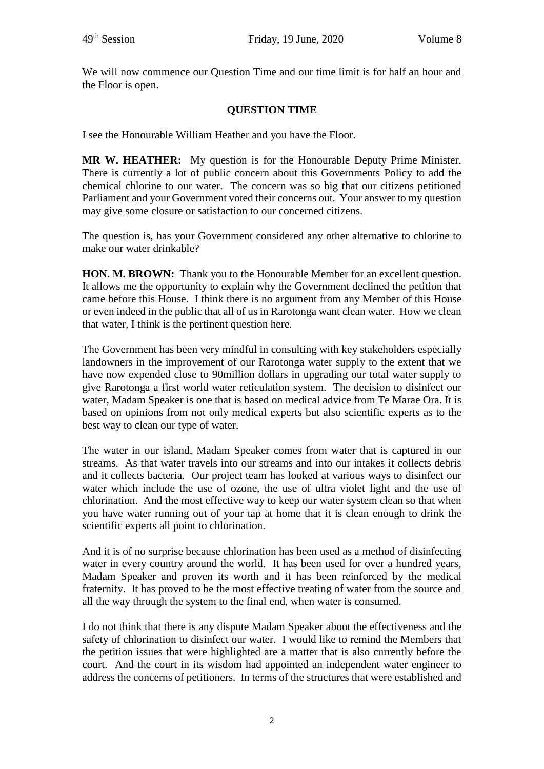We will now commence our Question Time and our time limit is for half an hour and the Floor is open.

## QUESTION TIME

I see the Honourable William Heather and you have the Floor.

**MR W. HEATHER:** My question is for the Honourable Deputy Prime Minister. There is currently a lot of public concern about this Governments Policy to add the chemical chlorine to our water. The concern was so big that our citizens petitioned Parliament and your Government voted their concerns out. Your answer to my question may give some closure or satisfaction to our concerned citizens.

The question is, has your Government considered any other alternative to chlorine to make our water drinkable?

**HON. M. BROWN:** Thank you to the Honourable Member for an excellent question. It allows me the opportunity to explain why the Government declined the petition that came before this House. I think there is no argument from any Member of this House or even indeed in the public that all of us in Rarotonga want clean water. How we clean that water, I think is the pertinent question here.

The Government has been very mindful in consulting with key stakeholders especially landowners in the improvement of our Rarotonga water supply to the extent that we have now expended close to 90million dollars in upgrading our total water supply to give Rarotonga a first world water reticulation system. The decision to disinfect our water, Madam Speaker is one that is based on medical advice from Te Marae Ora. It is based on opinions from not only medical experts but also scientific experts as to the best way to clean our type of water.

The water in our island, Madam Speaker comes from water that is captured in our streams. As that water travels into our streams and into our intakes it collects debris and it collects bacteria. Our project team has looked at various ways to disinfect our water which include the use of ozone, the use of ultra violet light and the use of chlorination. And the most effective way to keep our water system clean so that when you have water running out of your tap at home that it is clean enough to drink the scientific experts all point to chlorination.

And it is of no surprise because chlorination has been used as a method of disinfecting water in every country around the world. It has been used for over a hundred years, Madam Speaker and proven its worth and it has been reinforced by the medical fraternity. It has proved to be the most effective treating of water from the source and all the way through the system to the final end, when water is consumed.

I do not think that there is any dispute Madam Speaker about the effectiveness and the safety of chlorination to disinfect our water. I would like to remind the Members that the petition issues that were highlighted are a matter that is also currently before the court. And the court in its wisdom had appointed an independent water engineer to address the concerns of petitioners. In terms of the structures that were established and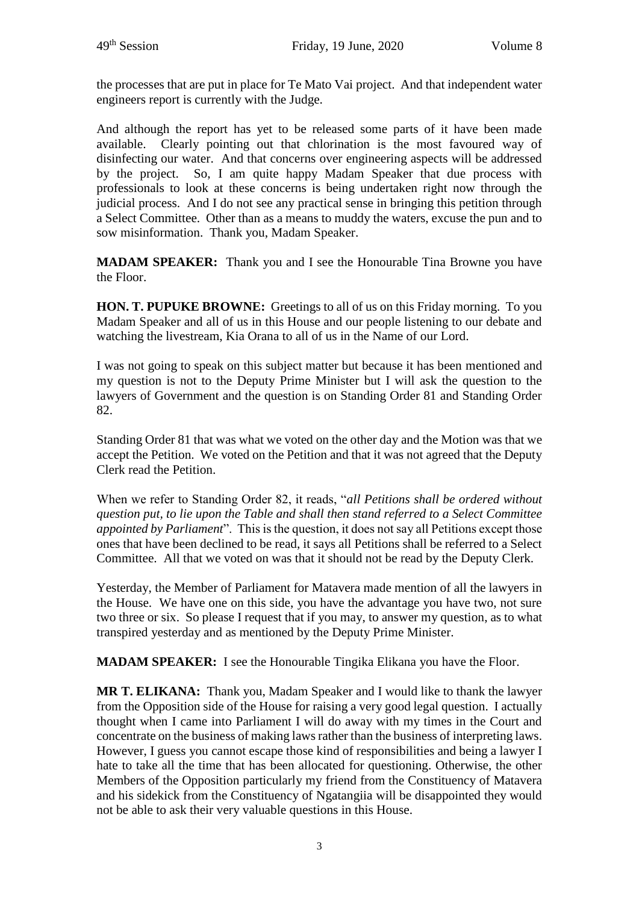the processes that are put in place for Te Mato Vai project. And that independent water engineers report is currently with the Judge.

And although the report has yet to be released some parts of it have been made available. Clearly pointing out that chlorination is the most favoured way of disinfecting our water. And that concerns over engineering aspects will be addressed by the project. So, I am quite happy Madam Speaker that due process with professionals to look at these concerns is being undertaken right now through the judicial process. And I do not see any practical sense in bringing this petition through a Select Committee. Other than as a means to muddy the waters, excuse the pun and to sow misinformation. Thank you, Madam Speaker.

**MADAM SPEAKER:** Thank you and I see the Honourable Tina Browne you have the Floor.

**HON. T. PUPUKE BROWNE:** Greetings to all of us on this Friday morning. To you Madam Speaker and all of us in this House and our people listening to our debate and watching the livestream, Kia Orana to all of us in the Name of our Lord.

I was not going to speak on this subject matter but because it has been mentioned and my question is not to the Deputy Prime Minister but I will ask the question to the lawyers of Government and the question is on Standing Order 81 and Standing Order 82.

Standing Order 81 that was what we voted on the other day and the Motion was that we accept the Petition. We voted on the Petition and that it was not agreed that the Deputy Clerk read the Petition.

When we refer to Standing Order 82, it reads, "*all Petitions shall be ordered without question put, to lie upon the Table and shall then stand referred to a Select Committee appointed by Parliament*". This is the question, it does not say all Petitions except those ones that have been declined to be read, it says all Petitions shall be referred to a Select Committee. All that we voted on was that it should not be read by the Deputy Clerk.

Yesterday, the Member of Parliament for Matavera made mention of all the lawyers in the House. We have one on this side, you have the advantage you have two, not sure two three or six. So please I request that if you may, to answer my question, as to what transpired yesterday and as mentioned by the Deputy Prime Minister.

**MADAM SPEAKER:** I see the Honourable Tingika Elikana you have the Floor.

**MR T. ELIKANA:** Thank you, Madam Speaker and I would like to thank the lawyer from the Opposition side of the House for raising a very good legal question. I actually thought when I came into Parliament I will do away with my times in the Court and concentrate on the business of making laws rather than the business of interpreting laws. However, I guess you cannot escape those kind of responsibilities and being a lawyer I hate to take all the time that has been allocated for questioning. Otherwise, the other Members of the Opposition particularly my friend from the Constituency of Matavera and his sidekick from the Constituency of Ngatangiia will be disappointed they would not be able to ask their very valuable questions in this House.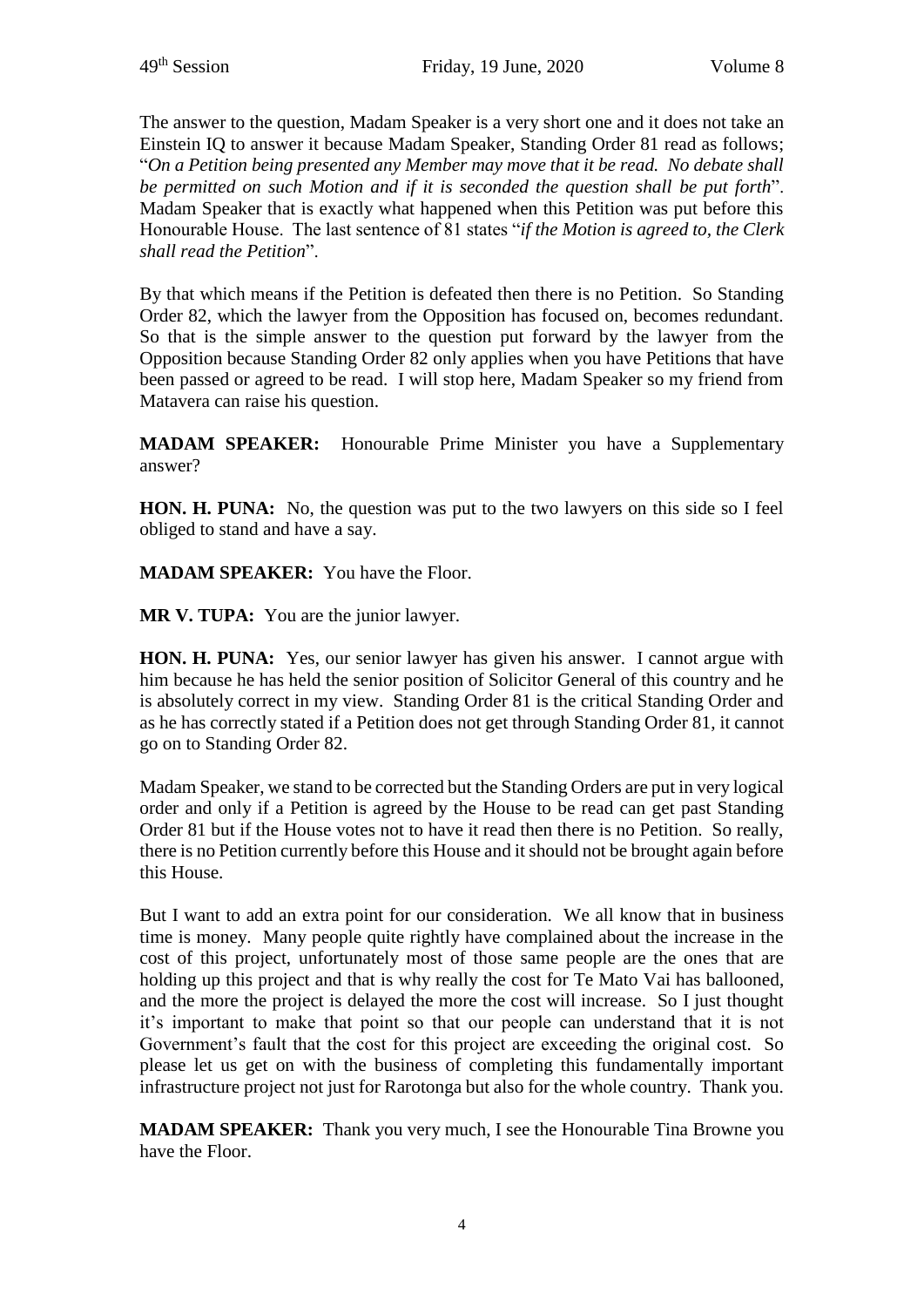The answer to the question, Madam Speaker is a very short one and it does not take an Einstein IQ to answer it because Madam Speaker, Standing Order 81 read as follows; "*On a Petition being presented any Member may move that it be read. No debate shall be permitted on such Motion and if it is seconded the question shall be put forth*". Madam Speaker that is exactly what happened when this Petition was put before this Honourable House. The last sentence of 81 states "*if the Motion is agreed to, the Clerk shall read the Petition*".

By that which means if the Petition is defeated then there is no Petition. So Standing Order 82, which the lawyer from the Opposition has focused on, becomes redundant. So that is the simple answer to the question put forward by the lawyer from the Opposition because Standing Order 82 only applies when you have Petitions that have been passed or agreed to be read. I will stop here, Madam Speaker so my friend from Matavera can raise his question.

**MADAM SPEAKER:** Honourable Prime Minister you have a Supplementary answer?

**HON. H. PUNA:** No, the question was put to the two lawyers on this side so I feel obliged to stand and have a say.

**MADAM SPEAKER:** You have the Floor.

**MR V. TUPA:** You are the junior lawyer.

**HON. H. PUNA:** Yes, our senior lawyer has given his answer. I cannot argue with him because he has held the senior position of Solicitor General of this country and he is absolutely correct in my view. Standing Order 81 is the critical Standing Order and as he has correctly stated if a Petition does not get through Standing Order 81, it cannot go on to Standing Order 82.

Madam Speaker, we stand to be corrected but the Standing Orders are put in very logical order and only if a Petition is agreed by the House to be read can get past Standing Order 81 but if the House votes not to have it read then there is no Petition. So really, there is no Petition currently before this House and it should not be brought again before this House.

But I want to add an extra point for our consideration. We all know that in business time is money. Many people quite rightly have complained about the increase in the cost of this project, unfortunately most of those same people are the ones that are holding up this project and that is why really the cost for Te Mato Vai has ballooned, and the more the project is delayed the more the cost will increase. So I just thought it's important to make that point so that our people can understand that it is not Government's fault that the cost for this project are exceeding the original cost. So please let us get on with the business of completing this fundamentally important infrastructure project not just for Rarotonga but also for the whole country. Thank you.

**MADAM SPEAKER:** Thank you very much, I see the Honourable Tina Browne you have the Floor.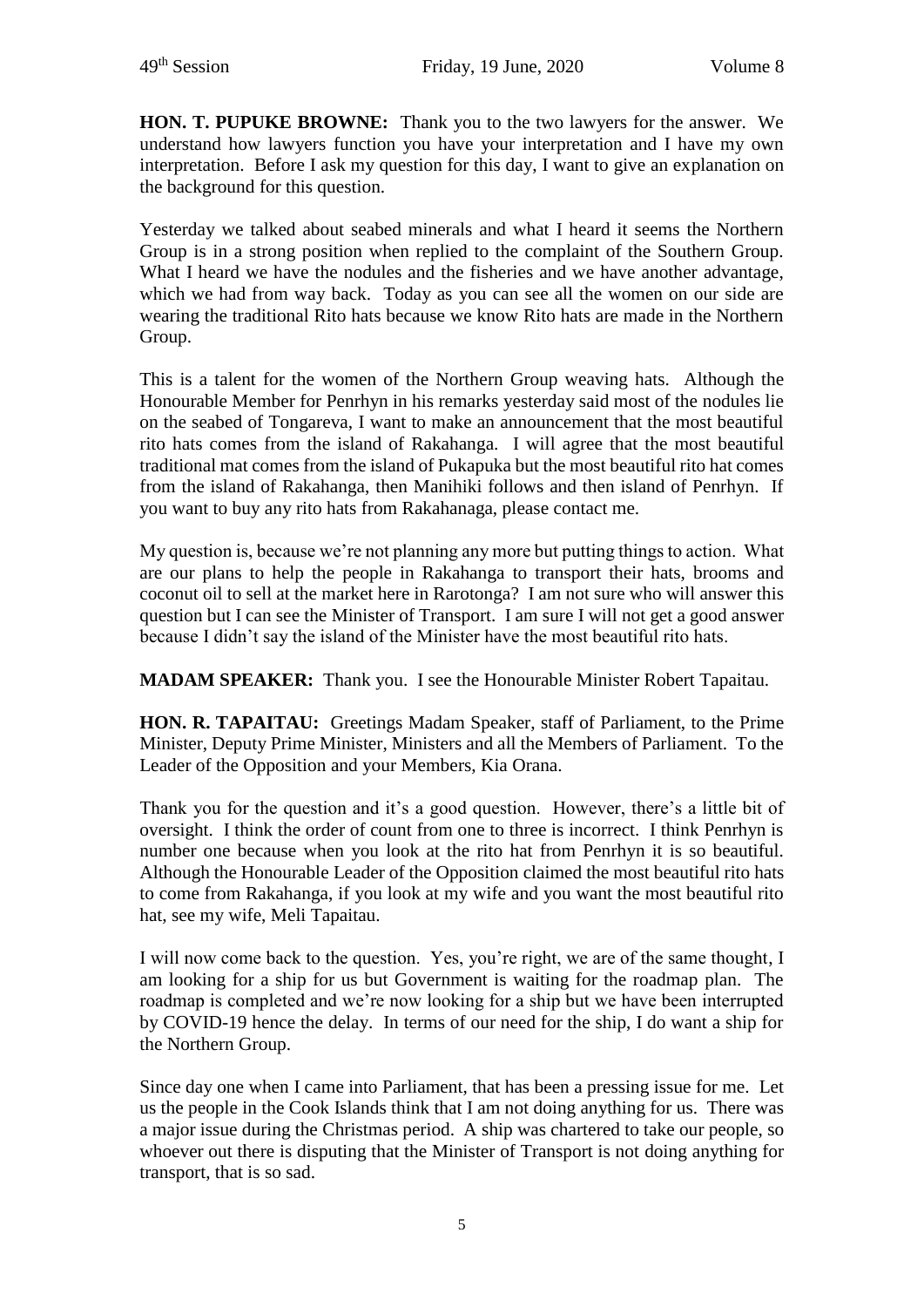**HON. T. PUPUKE BROWNE:** Thank you to the two lawyers for the answer. We understand how lawyers function you have your interpretation and I have my own interpretation. Before I ask my question for this day, I want to give an explanation on the background for this question.

Yesterday we talked about seabed minerals and what I heard it seems the Northern Group is in a strong position when replied to the complaint of the Southern Group. What I heard we have the nodules and the fisheries and we have another advantage, which we had from way back. Today as you can see all the women on our side are wearing the traditional Rito hats because we know Rito hats are made in the Northern Group.

This is a talent for the women of the Northern Group weaving hats. Although the Honourable Member for Penrhyn in his remarks yesterday said most of the nodules lie on the seabed of Tongareva, I want to make an announcement that the most beautiful rito hats comes from the island of Rakahanga. I will agree that the most beautiful traditional mat comes from the island of Pukapuka but the most beautiful rito hat comes from the island of Rakahanga, then Manihiki follows and then island of Penrhyn. If you want to buy any rito hats from Rakahanaga, please contact me.

My question is, because we're not planning any more but putting things to action. What are our plans to help the people in Rakahanga to transport their hats, brooms and coconut oil to sell at the market here in Rarotonga? I am not sure who will answer this question but I can see the Minister of Transport. I am sure I will not get a good answer because I didn't say the island of the Minister have the most beautiful rito hats.

**MADAM SPEAKER:** Thank you. I see the Honourable Minister Robert Tapaitau.

**HON. R. TAPAITAU:** Greetings Madam Speaker, staff of Parliament, to the Prime Minister, Deputy Prime Minister, Ministers and all the Members of Parliament. To the Leader of the Opposition and your Members, Kia Orana.

Thank you for the question and it's a good question. However, there's a little bit of oversight. I think the order of count from one to three is incorrect. I think Penrhyn is number one because when you look at the rito hat from Penrhyn it is so beautiful. Although the Honourable Leader of the Opposition claimed the most beautiful rito hats to come from Rakahanga, if you look at my wife and you want the most beautiful rito hat, see my wife, Meli Tapaitau.

I will now come back to the question. Yes, you're right, we are of the same thought, I am looking for a ship for us but Government is waiting for the roadmap plan. The roadmap is completed and we're now looking for a ship but we have been interrupted by COVID-19 hence the delay. In terms of our need for the ship, I do want a ship for the Northern Group.

Since day one when I came into Parliament, that has been a pressing issue for me. Let us the people in the Cook Islands think that I am not doing anything for us. There was a major issue during the Christmas period. A ship was chartered to take our people, so whoever out there is disputing that the Minister of Transport is not doing anything for transport, that is so sad.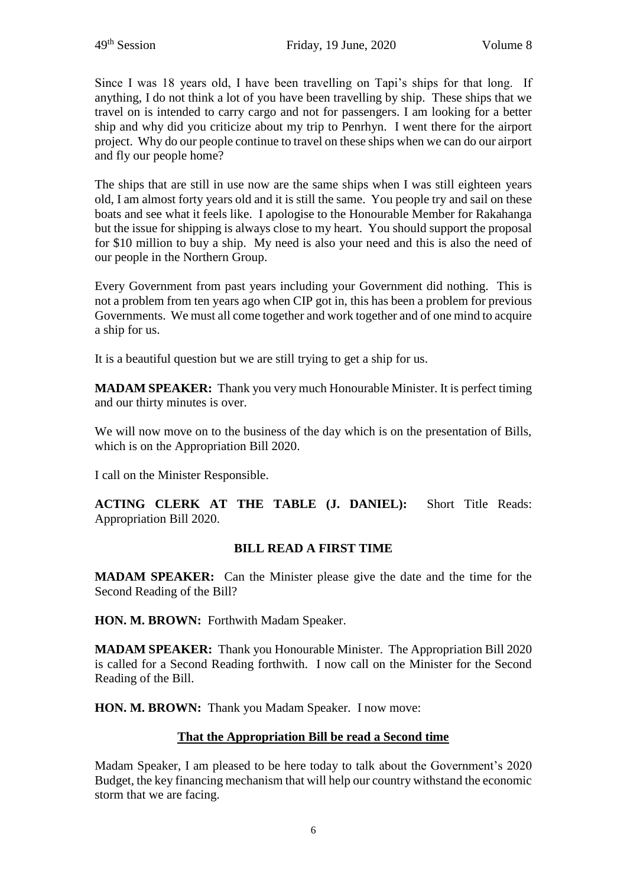Since I was 18 years old, I have been travelling on Tapi's ships for that long. If anything, I do not think a lot of you have been travelling by ship. These ships that we travel on is intended to carry cargo and not for passengers. I am looking for a better ship and why did you criticize about my trip to Penrhyn. I went there for the airport project. Why do our people continue to travel on these ships when we can do our airport and fly our people home?

The ships that are still in use now are the same ships when I was still eighteen years old, I am almost forty years old and it is still the same. You people try and sail on these boats and see what it feels like. I apologise to the Honourable Member for Rakahanga but the issue for shipping is always close to my heart. You should support the proposal for $10 million to buy a ship. My need is also your need and this is also the need of our people in the Northern Group.

Every Government from past years including your Government did nothing. This is not a problem from ten years ago when CIP got in, this has been a problem for previous Governments. We must all come together and work together and of one mind to acquire a ship for us.

It is a beautiful question but we are still trying to get a ship for us.

**MADAM SPEAKER:** Thank you very much Honourable Minister. It is perfect timing and our thirty minutes is over.

We will now move on to the business of the day which is on the presentation of Bills, which is on the Appropriation Bill 2020.

I call on the Minister Responsible.

**ACTING CLERK AT THE TABLE (J. DANIEL):** Short Title Reads: Appropriation Bill 2020.

**BILL READ A FIRST TIME**

**MADAM SPEAKER:** Can the Minister please give the date and the time for the Second Reading of the Bill?

**HON. M. BROWN:** Forthwith Madam Speaker.

**MADAM SPEAKER:** Thank you Honourable Minister. The Appropriation Bill 2020 is called for a Second Reading forthwith. I now call on the Minister for the Second Reading of the Bill.

**HON. M. BROWN:** Thank you Madam Speaker. I now move:

**That the Appropriation Bill be read a Second time**

Madam Speaker, I am pleased to be here today to talk about the Government's 2020 Budget, the key financing mechanism that will help our country withstand the economic storm that we are facing.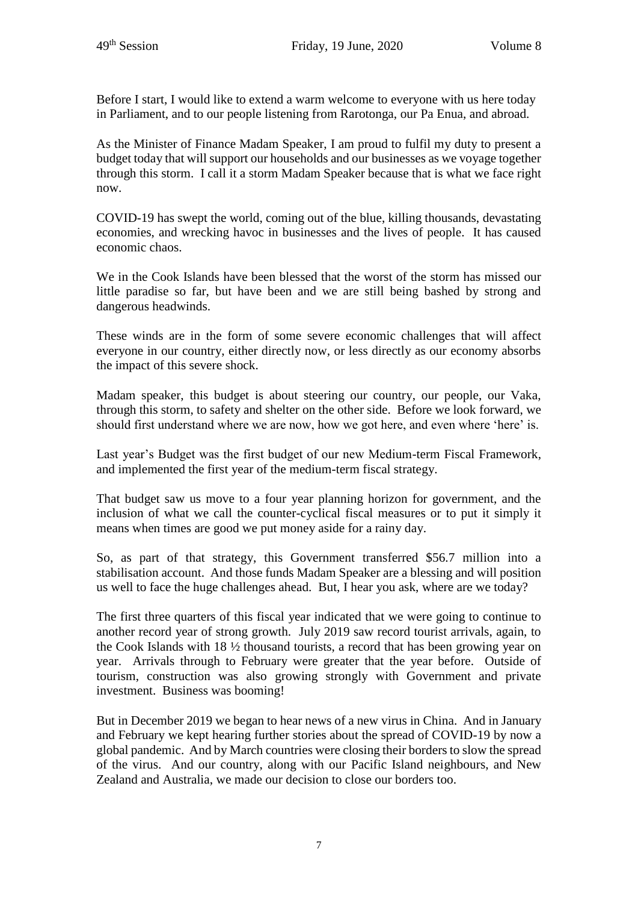Before I start, I would like to extend a warm welcome to everyone with us here today in Parliament, and to our people listening from Rarotonga, our Pa Enua, and abroad.

As the Minister of Finance Madam Speaker, I am proud to fulfil my duty to present a budget today that will support our households and our businesses as we voyage together through this storm. I call it a storm Madam Speaker because that is what we face right now.

COVID-19 has swept the world, coming out of the blue, killing thousands, devastating economies, and wrecking havoc in businesses and the lives of people. It has caused economic chaos.

We in the Cook Islands have been blessed that the worst of the storm has missed our little paradise so far, but have been and we are still being bashed by strong and dangerous headwinds.

These winds are in the form of some severe economic challenges that will affect everyone in our country, either directly now, or less directly as our economy absorbs the impact of this severe shock.

Madam speaker, this budget is about steering our country, our people, our Vaka, through this storm, to safety and shelter on the other side. Before we look forward, we should first understand where we are now, how we got here, and even where 'here' is.

Last year's Budget was the first budget of our new Medium-term Fiscal Framework, and implemented the first year of the medium-term fiscal strategy.

That budget saw us move to a four year planning horizon for government, and the inclusion of what we call the counter-cyclical fiscal measures or to put it simply it means when times are good we put money aside for a rainy day.

So, as part of that strategy, this Government transferred $56.7 million into a stabilisation account. And those funds Madam Speaker are a blessing and will position us well to face the huge challenges ahead. But, I hear you ask, where are we today?

The first three quarters of this fiscal year indicated that we were going to continue to another record year of strong growth. July 2019 saw record tourist arrivals, again, to the Cook Islands with 18 ½ thousand tourists, a record that has been growing year on year. Arrivals through to February were greater that the year before. Outside of tourism, construction was also growing strongly with Government and private investment. Business was booming!

But in December 2019 we began to hear news of a new virus in China. And in January and February we kept hearing further stories about the spread of COVID-19 by now a global pandemic. And by March countries were closing their borders to slow the spread of the virus. And our country, along with our Pacific Island neighbours, and New Zealand and Australia, we made our decision to close our borders too.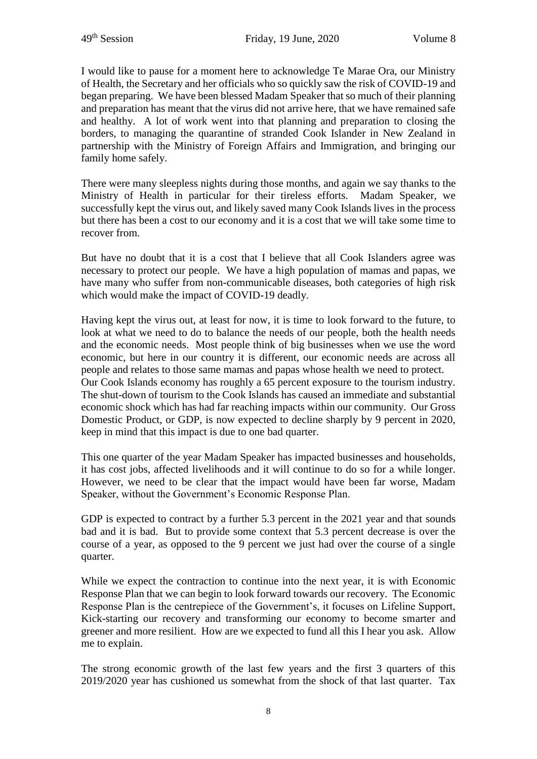I would like to pause for a moment here to acknowledge Te Marae Ora, our Ministry of Health, the Secretary and her officials who so quickly saw the risk of COVID-19 and began preparing. We have been blessed Madam Speaker that so much of their planning and preparation has meant that the virus did not arrive here, that we have remained safe and healthy. A lot of work went into that planning and preparation to closing the borders, to managing the quarantine of stranded Cook Islander in New Zealand in partnership with the Ministry of Foreign Affairs and Immigration, and bringing our family home safely.

There were many sleepless nights during those months, and again we say thanks to the Ministry of Health in particular for their tireless efforts. Madam Speaker, we successfully kept the virus out, and likely saved many Cook Islands lives in the process but there has been a cost to our economy and it is a cost that we will take some time to recover from.

But have no doubt that it is a cost that I believe that all Cook Islanders agree was necessary to protect our people. We have a high population of mamas and papas, we have many who suffer from non-communicable diseases, both categories of high risk which would make the impact of COVID-19 deadly.

Having kept the virus out, at least for now, it is time to look forward to the future, to look at what we need to do to balance the needs of our people, both the health needs and the economic needs. Most people think of big businesses when we use the word economic, but here in our country it is different, our economic needs are across all people and relates to those same mamas and papas whose health we need to protect.
Our Cook Islands economy has roughly a 65 percent exposure to the tourism industry. The shut-down of tourism to the Cook Islands has caused an immediate and substantial economic shock which has had far reaching impacts within our community. Our Gross Domestic Product, or GDP, is now expected to decline sharply by 9 percent in 2020, keep in mind that this impact is due to one bad quarter.

This one quarter of the year Madam Speaker has impacted businesses and households, it has cost jobs, affected livelihoods and it will continue to do so for a while longer. However, we need to be clear that the impact would have been far worse, Madam Speaker, without the Government's Economic Response Plan.

GDP is expected to contract by a further 5.3 percent in the 2021 year and that sounds bad and it is bad. But to provide some context that 5.3 percent decrease is over the course of a year, as opposed to the 9 percent we just had over the course of a single quarter.

While we expect the contraction to continue into the next year, it is with Economic Response Plan that we can begin to look forward towards our recovery. The Economic Response Plan is the centrepiece of the Government's, it focuses on Lifeline Support, Kick-starting our recovery and transforming our economy to become smarter and greener and more resilient. How are we expected to fund all this I hear you ask. Allow me to explain.

The strong economic growth of the last few years and the first 3 quarters of this 2019/2020 year has cushioned us somewhat from the shock of that last quarter. Tax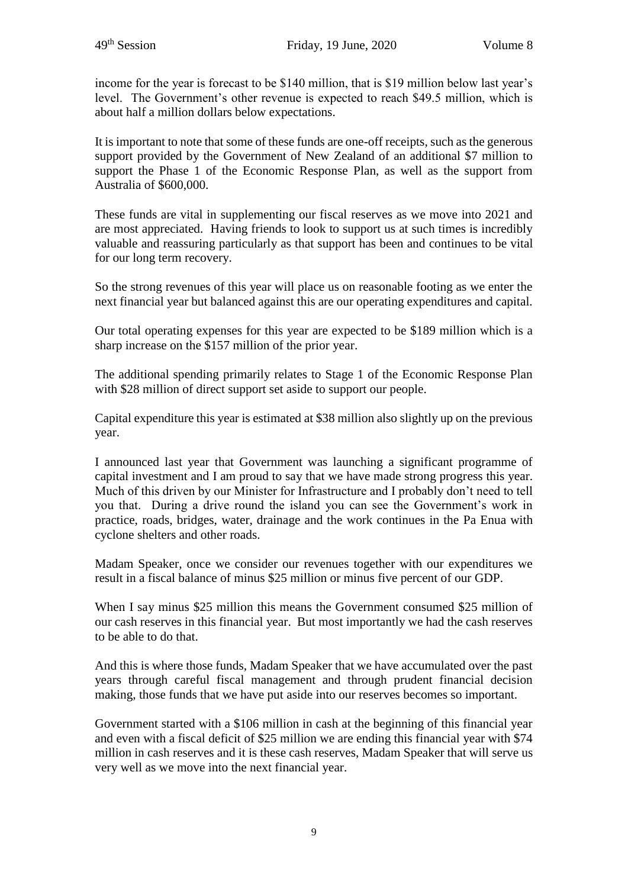income for the year is forecast to be $140 million, that is $19 million below last year's level. The Government's other revenue is expected to reach $49.5 million, which is about half a million dollars below expectations.

It is important to note that some of these funds are one-off receipts, such as the generous support provided by the Government of New Zealand of an additional $7 million to support the Phase 1 of the Economic Response Plan, as well as the support from Australia of $600,000.

These funds are vital in supplementing our fiscal reserves as we move into 2021 and are most appreciated. Having friends to look to support us at such times is incredibly valuable and reassuring particularly as that support has been and continues to be vital for our long term recovery.

So the strong revenues of this year will place us on reasonable footing as we enter the next financial year but balanced against this are our operating expenditures and capital.

Our total operating expenses for this year are expected to be $189 million which is a sharp increase on the $157 million of the prior year.

The additional spending primarily relates to Stage 1 of the Economic Response Plan with $28 million of direct support set aside to support our people.

Capital expenditure this year is estimated at $38 million also slightly up on the previous year.

I announced last year that Government was launching a significant programme of capital investment and I am proud to say that we have made strong progress this year. Much of this driven by our Minister for Infrastructure and I probably don't need to tell you that. During a drive round the island you can see the Government's work in practice, roads, bridges, water, drainage and the work continues in the Pa Enua with cyclone shelters and other roads.

Madam Speaker, once we consider our revenues together with our expenditures we result in a fiscal balance of minus $25 million or minus five percent of our GDP.

When I say minus $25 million this means the Government consumed $25 million of our cash reserves in this financial year. But most importantly we had the cash reserves to be able to do that.

And this is where those funds, Madam Speaker that we have accumulated over the past years through careful fiscal management and through prudent financial decision making, those funds that we have put aside into our reserves becomes so important.

Government started with a $106 million in cash at the beginning of this financial year and even with a fiscal deficit of $25 million we are ending this financial year with $74 million in cash reserves and it is these cash reserves, Madam Speaker that will serve us very well as we move into the next financial year.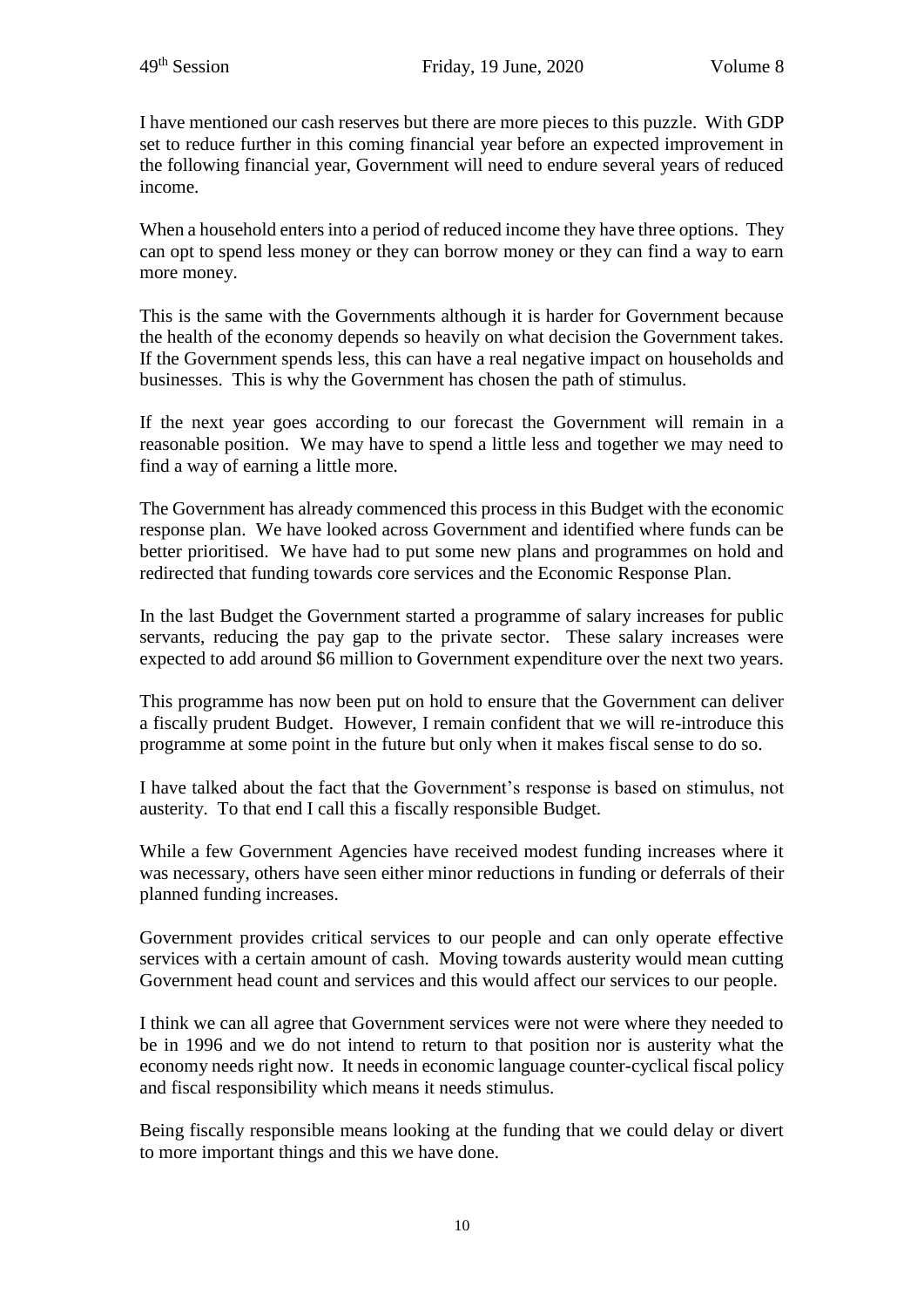I have mentioned our cash reserves but there are more pieces to this puzzle. With GDP set to reduce further in this coming financial year before an expected improvement in the following financial year, Government will need to endure several years of reduced income.

When a household enters into a period of reduced income they have three options. They can opt to spend less money or they can borrow money or they can find a way to earn more money.

This is the same with the Governments although it is harder for Government because the health of the economy depends so heavily on what decision the Government takes. If the Government spends less, this can have a real negative impact on households and businesses. This is why the Government has chosen the path of stimulus.

If the next year goes according to our forecast the Government will remain in a reasonable position. We may have to spend a little less and together we may need to find a way of earning a little more.

The Government has already commenced this process in this Budget with the economic response plan. We have looked across Government and identified where funds can be better prioritised. We have had to put some new plans and programmes on hold and redirected that funding towards core services and the Economic Response Plan.

In the last Budget the Government started a programme of salary increases for public servants, reducing the pay gap to the private sector. These salary increases were expected to add around $6 million to Government expenditure over the next two years.

This programme has now been put on hold to ensure that the Government can deliver a fiscally prudent Budget. However, I remain confident that we will re-introduce this programme at some point in the future but only when it makes fiscal sense to do so.

I have talked about the fact that the Government's response is based on stimulus, not austerity. To that end I call this a fiscally responsible Budget.

While a few Government Agencies have received modest funding increases where it was necessary, others have seen either minor reductions in funding or deferrals of their planned funding increases.

Government provides critical services to our people and can only operate effective services with a certain amount of cash. Moving towards austerity would mean cutting Government head count and services and this would affect our services to our people.

I think we can all agree that Government services were not were where they needed to be in 1996 and we do not intend to return to that position nor is austerity what the economy needs right now. It needs in economic language counter-cyclical fiscal policy and fiscal responsibility which means it needs stimulus.

Being fiscally responsible means looking at the funding that we could delay or divert to more important things and this we have done.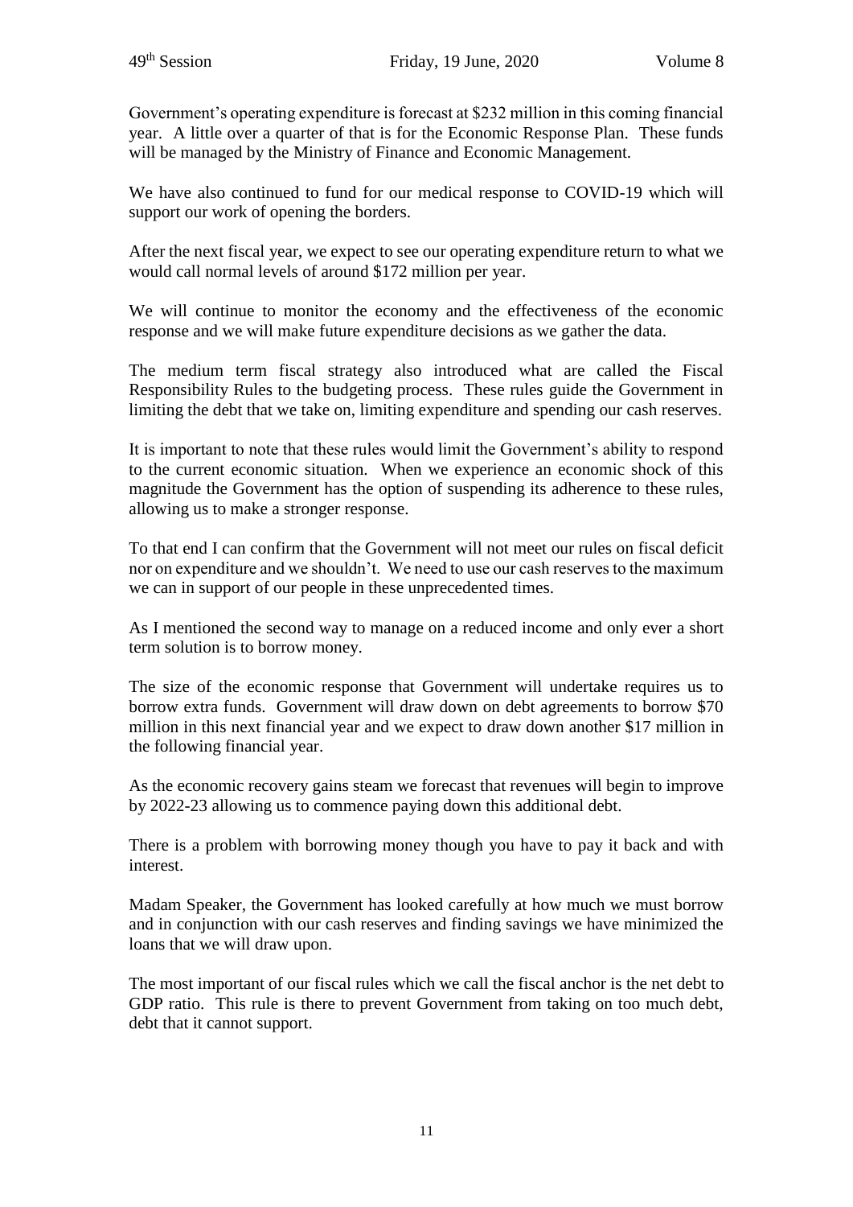Government's operating expenditure is forecast at $232 million in this coming financial year. A little over a quarter of that is for the Economic Response Plan. These funds will be managed by the Ministry of Finance and Economic Management.

We have also continued to fund for our medical response to COVID-19 which will support our work of opening the borders.

After the next fiscal year, we expect to see our operating expenditure return to what we would call normal levels of around $172 million per year.

We will continue to monitor the economy and the effectiveness of the economic response and we will make future expenditure decisions as we gather the data.

The medium term fiscal strategy also introduced what are called the Fiscal Responsibility Rules to the budgeting process. These rules guide the Government in limiting the debt that we take on, limiting expenditure and spending our cash reserves.

It is important to note that these rules would limit the Government's ability to respond to the current economic situation. When we experience an economic shock of this magnitude the Government has the option of suspending its adherence to these rules, allowing us to make a stronger response.

To that end I can confirm that the Government will not meet our rules on fiscal deficit nor on expenditure and we shouldn't. We need to use our cash reserves to the maximum we can in support of our people in these unprecedented times.

As I mentioned the second way to manage on a reduced income and only ever a short term solution is to borrow money.

The size of the economic response that Government will undertake requires us to borrow extra funds. Government will draw down on debt agreements to borrow $70 million in this next financial year and we expect to draw down another $17 million in the following financial year.

As the economic recovery gains steam we forecast that revenues will begin to improve by 2022-23 allowing us to commence paying down this additional debt.

There is a problem with borrowing money though you have to pay it back and with interest.

Madam Speaker, the Government has looked carefully at how much we must borrow and in conjunction with our cash reserves and finding savings we have minimized the loans that we will draw upon.

The most important of our fiscal rules which we call the fiscal anchor is the net debt to GDP ratio. This rule is there to prevent Government from taking on too much debt, debt that it cannot support.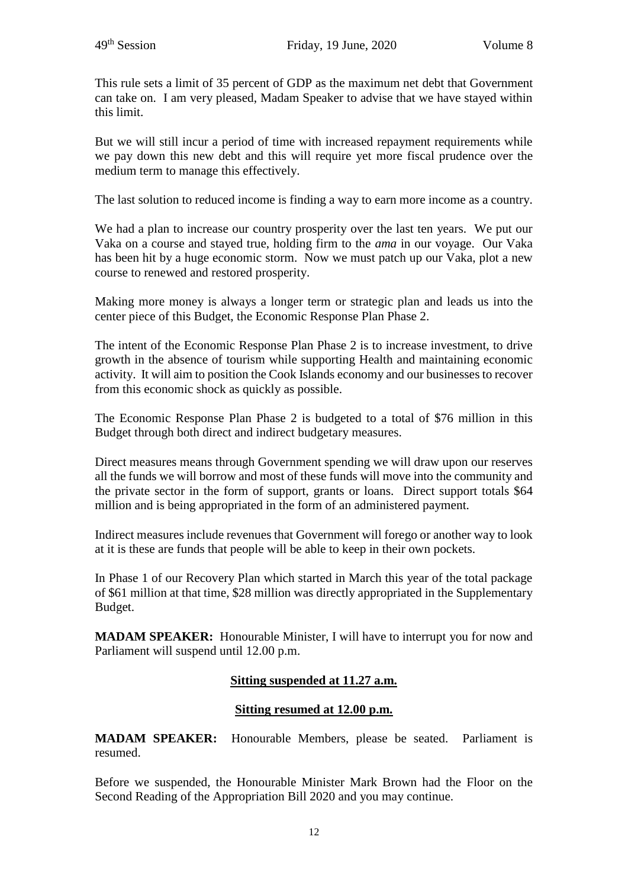This rule sets a limit of 35 percent of GDP as the maximum net debt that Government can take on. I am very pleased, Madam Speaker to advise that we have stayed within this limit.

But we will still incur a period of time with increased repayment requirements while we pay down this new debt and this will require yet more fiscal prudence over the medium term to manage this effectively.

The last solution to reduced income is finding a way to earn more income as a country.

We had a plan to increase our country prosperity over the last ten years. We put our Vaka on a course and stayed true, holding firm to the *ama* in our voyage. Our Vaka has been hit by a huge economic storm. Now we must patch up our Vaka, plot a new course to renewed and restored prosperity.

Making more money is always a longer term or strategic plan and leads us into the center piece of this Budget, the Economic Response Plan Phase 2.

The intent of the Economic Response Plan Phase 2 is to increase investment, to drive growth in the absence of tourism while supporting Health and maintaining economic activity. It will aim to position the Cook Islands economy and our businesses to recover from this economic shock as quickly as possible.

The Economic Response Plan Phase 2 is budgeted to a total of $76 million in this Budget through both direct and indirect budgetary measures.

Direct measures means through Government spending we will draw upon our reserves all the funds we will borrow and most of these funds will move into the community and the private sector in the form of support, grants or loans. Direct support totals $64 million and is being appropriated in the form of an administered payment.

Indirect measures include revenues that Government will forego or another way to look at it is these are funds that people will be able to keep in their own pockets.

In Phase 1 of our Recovery Plan which started in March this year of the total package of $61 million at that time, $28 million was directly appropriated in the Supplementary Budget.

**MADAM SPEAKER:** Honourable Minister, I will have to interrupt you for now and Parliament will suspend until 12.00 p.m.

**Sitting suspended at 11.27 a.m.**

**Sitting resumed at 12.00 p.m.**

**MADAM SPEAKER:** Honourable Members, please be seated. Parliament is resumed.

Before we suspended, the Honourable Minister Mark Brown had the Floor on the Second Reading of the Appropriation Bill 2020 and you may continue.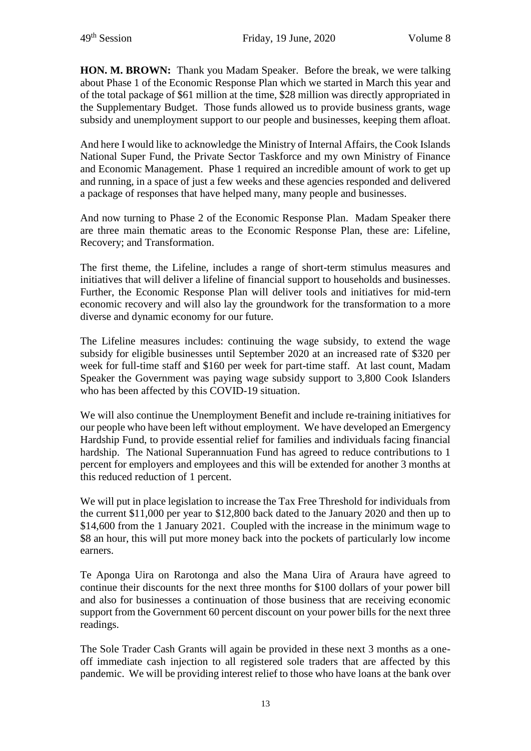**HON. M. BROWN:** Thank you Madam Speaker. Before the break, we were talking about Phase 1 of the Economic Response Plan which we started in March this year and of the total package of $61 million at the time, $28 million was directly appropriated in the Supplementary Budget. Those funds allowed us to provide business grants, wage subsidy and unemployment support to our people and businesses, keeping them afloat.

And here I would like to acknowledge the Ministry of Internal Affairs, the Cook Islands National Super Fund, the Private Sector Taskforce and my own Ministry of Finance and Economic Management. Phase 1 required an incredible amount of work to get up and running, in a space of just a few weeks and these agencies responded and delivered a package of responses that have helped many, many people and businesses.

And now turning to Phase 2 of the Economic Response Plan. Madam Speaker there are three main thematic areas to the Economic Response Plan, these are: Lifeline, Recovery; and Transformation.

The first theme, the Lifeline, includes a range of short-term stimulus measures and initiatives that will deliver a lifeline of financial support to households and businesses. Further, the Economic Response Plan will deliver tools and initiatives for mid-tern economic recovery and will also lay the groundwork for the transformation to a more diverse and dynamic economy for our future.

The Lifeline measures includes: continuing the wage subsidy, to extend the wage subsidy for eligible businesses until September 2020 at an increased rate of $320 per week for full-time staff and $160 per week for part-time staff. At last count, Madam Speaker the Government was paying wage subsidy support to 3,800 Cook Islanders who has been affected by this COVID-19 situation.

We will also continue the Unemployment Benefit and include re-training initiatives for our people who have been left without employment. We have developed an Emergency Hardship Fund, to provide essential relief for families and individuals facing financial hardship. The National Superannuation Fund has agreed to reduce contributions to 1 percent for employers and employees and this will be extended for another 3 months at this reduced reduction of 1 percent.

We will put in place legislation to increase the Tax Free Threshold for individuals from the current $11,000 per year to $12,800 back dated to the January 2020 and then up to $14,600 from the 1 January 2021. Coupled with the increase in the minimum wage to $8 an hour, this will put more money back into the pockets of particularly low income earners.

Te Aponga Uira on Rarotonga and also the Mana Uira of Araura have agreed to continue their discounts for the next three months for $100 dollars of your power bill and also for businesses a continuation of those business that are receiving economic support from the Government 60 percent discount on your power bills for the next three readings.

The Sole Trader Cash Grants will again be provided in these next 3 months as a one-off immediate cash injection to all registered sole traders that are affected by this pandemic. We will be providing interest relief to those who have loans at the bank over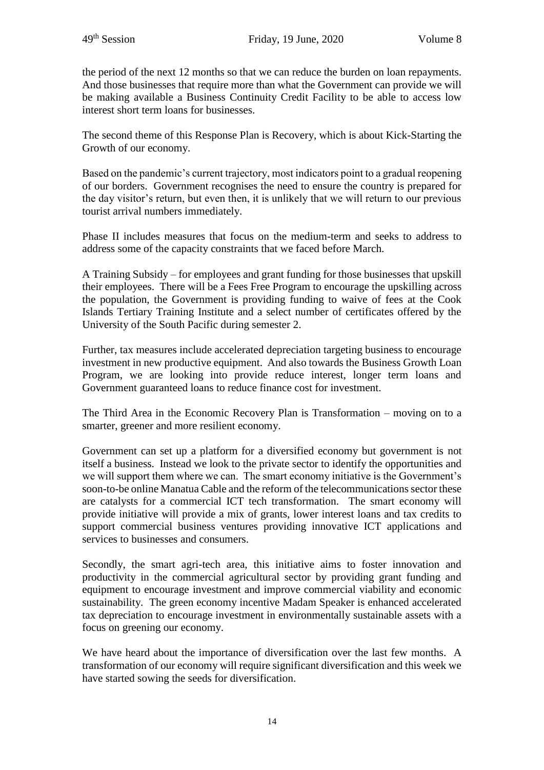the period of the next 12 months so that we can reduce the burden on loan repayments. And those businesses that require more than what the Government can provide we will be making available a Business Continuity Credit Facility to be able to access low interest short term loans for businesses.

The second theme of this Response Plan is Recovery, which is about Kick-Starting the Growth of our economy.

Based on the pandemic's current trajectory, most indicators point to a gradual reopening of our borders. Government recognises the need to ensure the country is prepared for the day visitor's return, but even then, it is unlikely that we will return to our previous tourist arrival numbers immediately.

Phase II includes measures that focus on the medium-term and seeks to address to address some of the capacity constraints that we faced before March.

A Training Subsidy – for employees and grant funding for those businesses that upskill their employees. There will be a Fees Free Program to encourage the upskilling across the population, the Government is providing funding to waive of fees at the Cook Islands Tertiary Training Institute and a select number of certificates offered by the University of the South Pacific during semester 2.

Further, tax measures include accelerated depreciation targeting business to encourage investment in new productive equipment. And also towards the Business Growth Loan Program, we are looking into provide reduce interest, longer term loans and Government guaranteed loans to reduce finance cost for investment.

The Third Area in the Economic Recovery Plan is Transformation – moving on to a smarter, greener and more resilient economy.

Government can set up a platform for a diversified economy but government is not itself a business. Instead we look to the private sector to identify the opportunities and we will support them where we can. The smart economy initiative is the Government's soon-to-be online Manatua Cable and the reform of the telecommunications sector these are catalysts for a commercial ICT tech transformation. The smart economy will provide initiative will provide a mix of grants, lower interest loans and tax credits to support commercial business ventures providing innovative ICT applications and services to businesses and consumers.

Secondly, the smart agri-tech area, this initiative aims to foster innovation and productivity in the commercial agricultural sector by providing grant funding and equipment to encourage investment and improve commercial viability and economic sustainability. The green economy incentive Madam Speaker is enhanced accelerated tax depreciation to encourage investment in environmentally sustainable assets with a focus on greening our economy.

We have heard about the importance of diversification over the last few months. A transformation of our economy will require significant diversification and this week we have started sowing the seeds for diversification.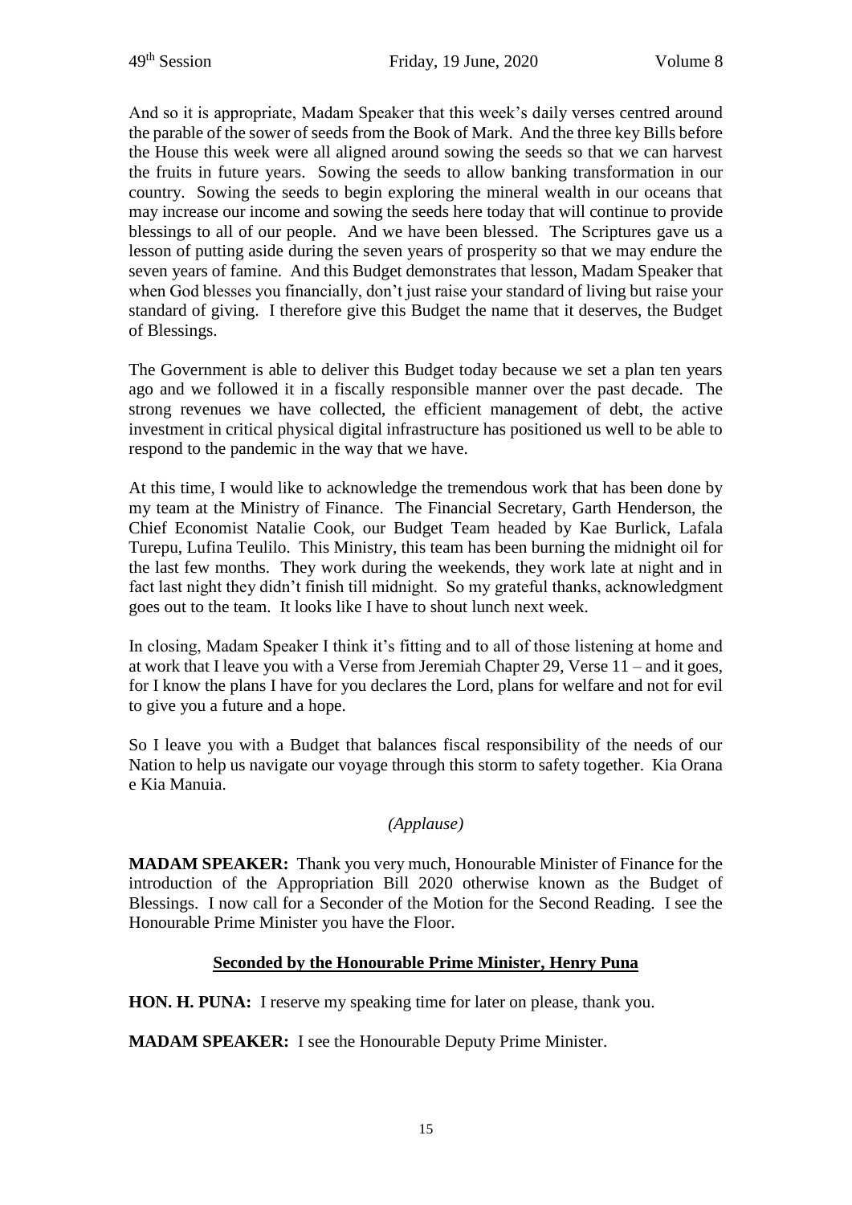And so it is appropriate, Madam Speaker that this week's daily verses centred around the parable of the sower of seeds from the Book of Mark. And the three key Bills before the House this week were all aligned around sowing the seeds so that we can harvest the fruits in future years. Sowing the seeds to allow banking transformation in our country. Sowing the seeds to begin exploring the mineral wealth in our oceans that may increase our income and sowing the seeds here today that will continue to provide blessings to all of our people. And we have been blessed. The Scriptures gave us a lesson of putting aside during the seven years of prosperity so that we may endure the seven years of famine. And this Budget demonstrates that lesson, Madam Speaker that when God blesses you financially, don't just raise your standard of living but raise your standard of giving. I therefore give this Budget the name that it deserves, the Budget of Blessings.

The Government is able to deliver this Budget today because we set a plan ten years ago and we followed it in a fiscally responsible manner over the past decade. The strong revenues we have collected, the efficient management of debt, the active investment in critical physical digital infrastructure has positioned us well to be able to respond to the pandemic in the way that we have.

At this time, I would like to acknowledge the tremendous work that has been done by my team at the Ministry of Finance. The Financial Secretary, Garth Henderson, the Chief Economist Natalie Cook, our Budget Team headed by Kae Burlick, Lafala Turepu, Lufina Teulilo. This Ministry, this team has been burning the midnight oil for the last few months. They work during the weekends, they work late at night and in fact last night they didn't finish till midnight. So my grateful thanks, acknowledgment goes out to the team. It looks like I have to shout lunch next week.

In closing, Madam Speaker I think it's fitting and to all of those listening at home and at work that I leave you with a Verse from Jeremiah Chapter 29, Verse 11 – and it goes, for I know the plans I have for you declares the Lord, plans for welfare and not for evil to give you a future and a hope.

So I leave you with a Budget that balances fiscal responsibility of the needs of our Nation to help us navigate our voyage through this storm to safety together. Kia Orana e Kia Manuia.

*(Applause)*

**MADAM SPEAKER:** Thank you very much, Honourable Minister of Finance for the introduction of the Appropriation Bill 2020 otherwise known as the Budget of Blessings. I now call for a Seconder of the Motion for the Second Reading. I see the Honourable Prime Minister you have the Floor.

**Seconded by the Honourable Prime Minister, Henry Puna**

**HON. H. PUNA:** I reserve my speaking time for later on please, thank you.

**MADAM SPEAKER:** I see the Honourable Deputy Prime Minister.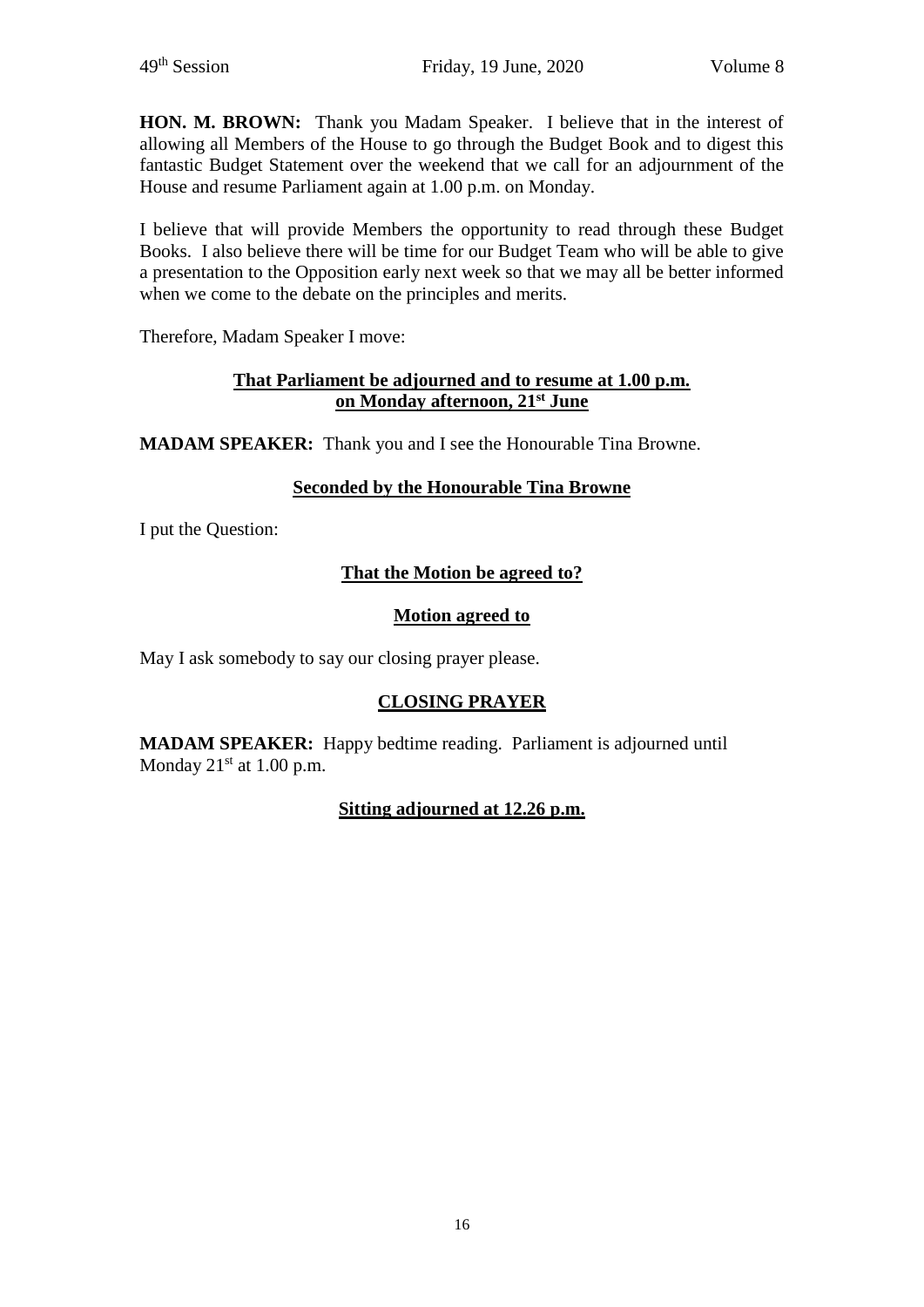**HON. M. BROWN:** Thank you Madam Speaker. I believe that in the interest of allowing all Members of the House to go through the Budget Book and to digest this fantastic Budget Statement over the weekend that we call for an adjournment of the House and resume Parliament again at 1.00 p.m. on Monday.

I believe that will provide Members the opportunity to read through these Budget Books. I also believe there will be time for our Budget Team who will be able to give a presentation to the Opposition early next week so that we may all be better informed when we come to the debate on the principles and merits.

Therefore, Madam Speaker I move:

**That Parliament be adjourned and to resume at 1.00 p.m. on Monday afternoon, 21st June**

**MADAM SPEAKER:** Thank you and I see the Honourable Tina Browne.

**Seconded by the Honourable Tina Browne**

I put the Question:

**That the Motion be agreed to?**

**Motion agreed to**

May I ask somebody to say our closing prayer please.

## CLOSING PRAYER

**MADAM SPEAKER:** Happy bedtime reading. Parliament is adjourned until Monday 21st at 1.00 p.m.

**Sitting adjourned at 12.26 p.m.**